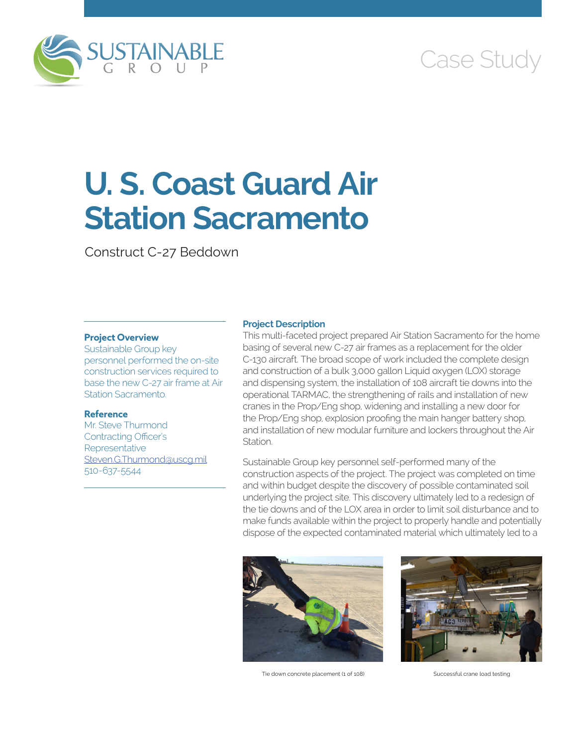Case Study

# U. S. Coast Guard Air Station Sacramento

Construct C-27 Beddown

**Project Overview**

Sustainable Group key personnel performed the on-site construction services required to base the new C-27 air frame at Air Station Sacramento.

**Reference**

Mr. Steve Thurmond
Contracting Officer's Representative
Steven.G.Thurmond@uscg.mil
510-637-5544

**Project Description**

This multi-faceted project prepared Air Station Sacramento for the home basing of several new C-27 air frames as a replacement for the older C-130 aircraft. The broad scope of work included the complete design and construction of a bulk 3,000 gallon Liquid oxygen (LOX) storage and dispensing system, the installation of 108 aircraft tie downs into the operational TARMAC, the strengthening of rails and installation of new cranes in the Prop/Eng shop, widening and installing a new door for the Prop/Eng shop, explosion proofing the main hanger battery shop, and installation of new modular furniture and lockers throughout the Air Station.

Sustainable Group key personnel self-performed many of the construction aspects of the project. The project was completed on time and within budget despite the discovery of possible contaminated soil underlying the project site. This discovery ultimately led to a redesign of the tie downs and of the LOX area in order to limit soil disturbance and to make funds available within the project to properly handle and potentially dispose of the expected contaminated material which ultimately led to a

Tie down concrete placement (1 of 108)

Successful crane load testing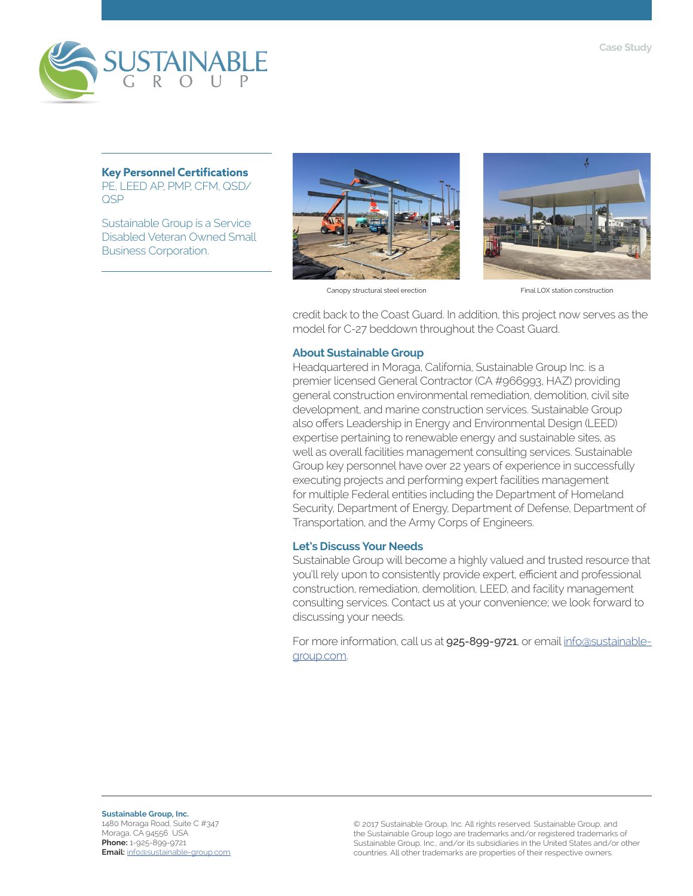Case Study

### Key Personnel Certifications

PE, LEED AP, PMP, CFM, QSD/QSP

Sustainable Group is a Service Disabled Veteran Owned Small Business Corporation.

Canopy structural steel erection

Final LOX station construction

credit back to the Coast Guard. In addition, this project now serves as the model for C-27 beddown throughout the Coast Guard.

### About Sustainable Group

Headquartered in Moraga, California, Sustainable Group Inc. is a premier licensed General Contractor (CA #966993, HAZ) providing general construction environmental remediation, demolition, civil site development, and marine construction services. Sustainable Group also offers Leadership in Energy and Environmental Design (LEED) expertise pertaining to renewable energy and sustainable sites, as well as overall facilities management consulting services. Sustainable Group key personnel have over 22 years of experience in successfully executing projects and performing expert facilities management for multiple Federal entities including the Department of Homeland Security, Department of Energy, Department of Defense, Department of Transportation, and the Army Corps of Engineers.

### Let's Discuss Your Needs

Sustainable Group will become a highly valued and trusted resource that you'll rely upon to consistently provide expert, efficient and professional construction, remediation, demolition, LEED, and facility management consulting services. Contact us at your convenience; we look forward to discussing your needs.

For more information, call us at **925-899-9721**, or email info@sustainable-group.com.

**Sustainable Group, Inc.**
1480 Moraga Road, Suite C #347
Moraga, CA 94556 USA
**Phone:** 1-925-899-9721
**Email:** info@sustainable-group.com

© 2017 Sustainable Group, Inc. All rights reserved. Sustainable Group, and the Sustainable Group logo are trademarks and/or registered trademarks of Sustainable Group, Inc., and/or its subsidiaries in the United States and/or other countries. All other trademarks are properties of their respective owners.